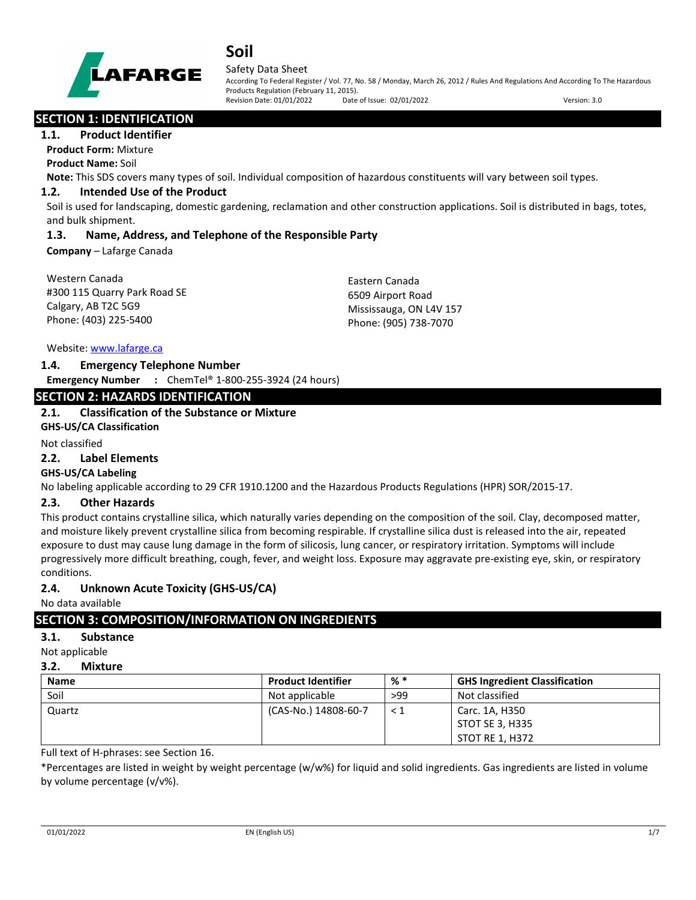# Soil

Safety Data Sheet

According To Federal Register / Vol. 77, No. 58 / Monday, March 26, 2012 / Rules And Regulations And According To The Hazardous Products Regulation (February 11, 2015).

Revision Date: 01/01/2022 Date of Issue: 02/01/2022 Version: 3.0

## SECTION 1: IDENTIFICATION

### 1.1. Product Identifier

**Product Form:** Mixture

**Product Name:** Soil

**Note:** This SDS covers many types of soil. Individual composition of hazardous constituents will vary between soil types.

### 1.2. Intended Use of the Product

Soil is used for landscaping, domestic gardening, reclamation and other construction applications. Soil is distributed in bags, totes, and bulk shipment.

### 1.3. Name, Address, and Telephone of the Responsible Party

**Company** – Lafarge Canada

Western Canada
#300 115 Quarry Park Road SE
Calgary, AB T2C 5G9
Phone: (403) 225-5400

Eastern Canada
6509 Airport Road
Mississauga, ON L4V 157
Phone: (905) 738-7070

Website: www.lafarge.ca

### 1.4. Emergency Telephone Number

**Emergency Number** : ChemTel® 1-800-255-3924 (24 hours)

## SECTION 2: HAZARDS IDENTIFICATION

### 2.1. Classification of the Substance or Mixture

**GHS-US/CA Classification**

Not classified

### 2.2. Label Elements

**GHS-US/CA Labeling**

No labeling applicable according to 29 CFR 1910.1200 and the Hazardous Products Regulations (HPR) SOR/2015-17.

### 2.3. Other Hazards

This product contains crystalline silica, which naturally varies depending on the composition of the soil. Clay, decomposed matter, and moisture likely prevent crystalline silica from becoming respirable. If crystalline silica dust is released into the air, repeated exposure to dust may cause lung damage in the form of silicosis, lung cancer, or respiratory irritation. Symptoms will include progressively more difficult breathing, cough, fever, and weight loss. Exposure may aggravate pre-existing eye, skin, or respiratory conditions.

### 2.4. Unknown Acute Toxicity (GHS-US/CA)

No data available

## SECTION 3: COMPOSITION/INFORMATION ON INGREDIENTS

### 3.1. Substance

Not applicable

### 3.2. Mixture

| Name | Product Identifier | % * | GHS Ingredient Classification |
|---|---|---|---|
| Soil | Not applicable | >99 | Not classified |
| Quartz | (CAS-No.) 14808-60-7 | < 1 | Carc. 1A, H350<br>STOT SE 3, H335<br>STOT RE 1, H372 |

Full text of H-phrases: see Section 16.

*Percentages are listed in weight by weight percentage (w/w%) for liquid and solid ingredients. Gas ingredients are listed in volume by volume percentage (v/v%).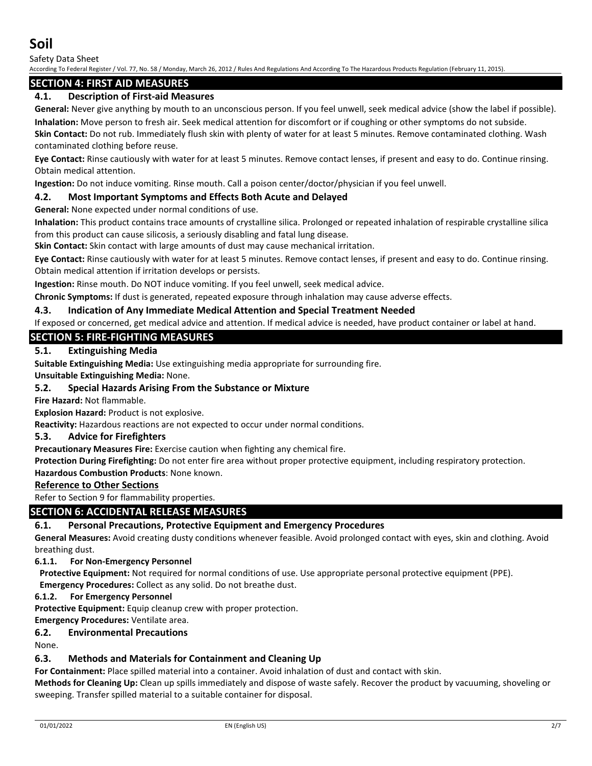## SECTION 4: FIRST AID MEASURES

### 4.1. Description of First-aid Measures

**General:** Never give anything by mouth to an unconscious person. If you feel unwell, seek medical advice (show the label if possible).

**Inhalation:** Move person to fresh air. Seek medical attention for discomfort or if coughing or other symptoms do not subside.

**Skin Contact:** Do not rub. Immediately flush skin with plenty of water for at least 5 minutes. Remove contaminated clothing. Wash contaminated clothing before reuse.

**Eye Contact:** Rinse cautiously with water for at least 5 minutes. Remove contact lenses, if present and easy to do. Continue rinsing. Obtain medical attention.

**Ingestion:** Do not induce vomiting. Rinse mouth. Call a poison center/doctor/physician if you feel unwell.

### 4.2. Most Important Symptoms and Effects Both Acute and Delayed

**General:** None expected under normal conditions of use.

**Inhalation:** This product contains trace amounts of crystalline silica. Prolonged or repeated inhalation of respirable crystalline silica from this product can cause silicosis, a seriously disabling and fatal lung disease.

**Skin Contact:** Skin contact with large amounts of dust may cause mechanical irritation.

**Eye Contact:** Rinse cautiously with water for at least 5 minutes. Remove contact lenses, if present and easy to do. Continue rinsing. Obtain medical attention if irritation develops or persists.

**Ingestion:** Rinse mouth. Do NOT induce vomiting. If you feel unwell, seek medical advice.

**Chronic Symptoms:** If dust is generated, repeated exposure through inhalation may cause adverse effects.

### 4.3. Indication of Any Immediate Medical Attention and Special Treatment Needed

If exposed or concerned, get medical advice and attention. If medical advice is needed, have product container or label at hand.

## SECTION 5: FIRE-FIGHTING MEASURES

### 5.1. Extinguishing Media

**Suitable Extinguishing Media:** Use extinguishing media appropriate for surrounding fire.

**Unsuitable Extinguishing Media:** None.

### 5.2. Special Hazards Arising From the Substance or Mixture

**Fire Hazard:** Not flammable.

**Explosion Hazard:** Product is not explosive.

**Reactivity:** Hazardous reactions are not expected to occur under normal conditions.

### 5.3. Advice for Firefighters

**Precautionary Measures Fire:** Exercise caution when fighting any chemical fire.

**Protection During Firefighting:** Do not enter fire area without proper protective equipment, including respiratory protection.

**Hazardous Combustion Products**: None known.

**Reference to Other Sections**

Refer to Section 9 for flammability properties.

## SECTION 6: ACCIDENTAL RELEASE MEASURES

### 6.1. Personal Precautions, Protective Equipment and Emergency Procedures

**General Measures:** Avoid creating dusty conditions whenever feasible. Avoid prolonged contact with eyes, skin and clothing. Avoid breathing dust.

#### 6.1.1. For Non-Emergency Personnel

**Protective Equipment:** Not required for normal conditions of use. Use appropriate personal protective equipment (PPE).

**Emergency Procedures:** Collect as any solid. Do not breathe dust.

#### 6.1.2. For Emergency Personnel

**Protective Equipment:** Equip cleanup crew with proper protection.

**Emergency Procedures:** Ventilate area.

### 6.2. Environmental Precautions

None.

### 6.3. Methods and Materials for Containment and Cleaning Up

**For Containment:** Place spilled material into a container. Avoid inhalation of dust and contact with skin.

**Methods for Cleaning Up:** Clean up spills immediately and dispose of waste safely. Recover the product by vacuuming, shoveling or sweeping. Transfer spilled material to a suitable container for disposal.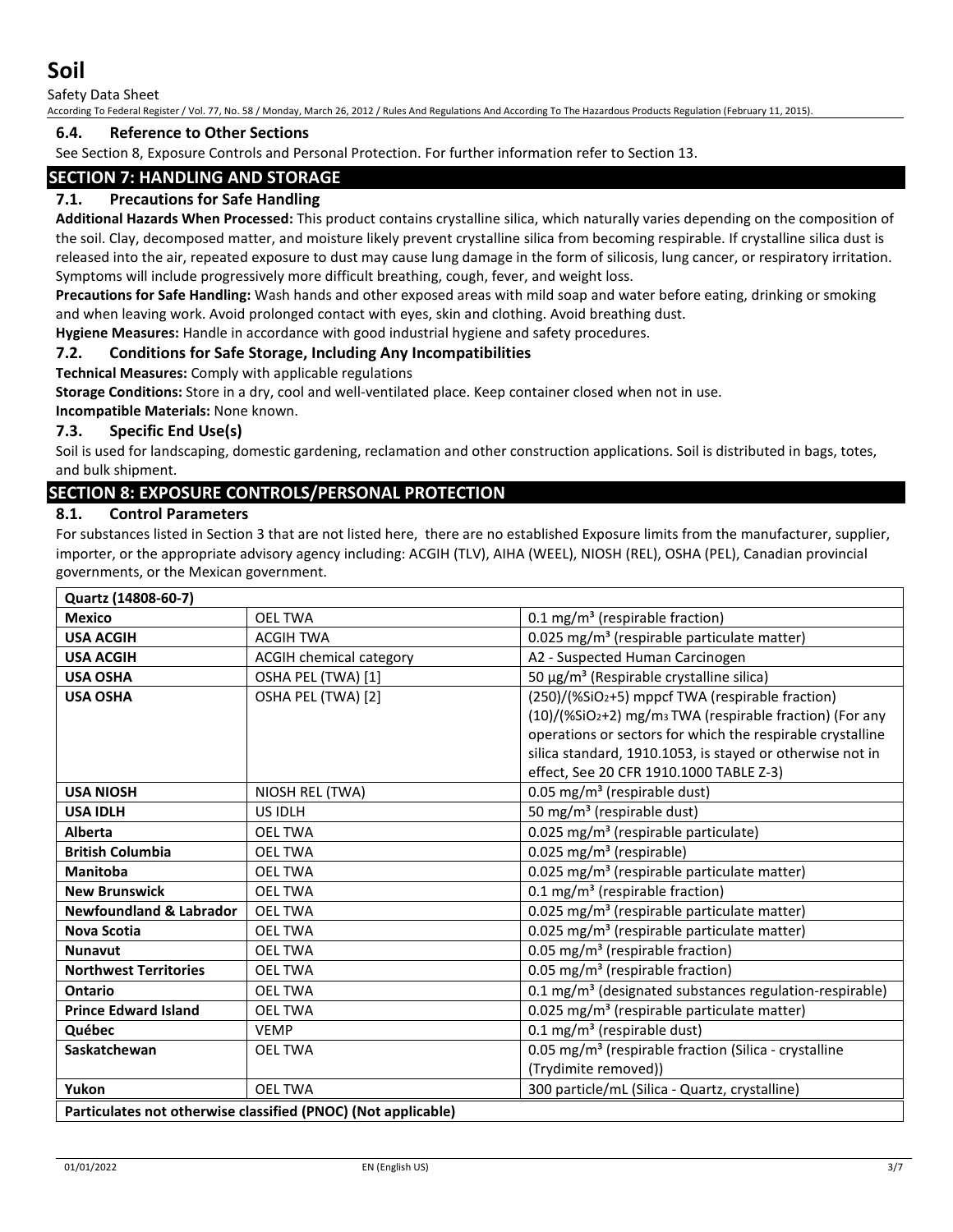### 6.4. Reference to Other Sections

See Section 8, Exposure Controls and Personal Protection. For further information refer to Section 13.

## SECTION 7: HANDLING AND STORAGE

### 7.1. Precautions for Safe Handling

**Additional Hazards When Processed:** This product contains crystalline silica, which naturally varies depending on the composition of the soil. Clay, decomposed matter, and moisture likely prevent crystalline silica from becoming respirable. If crystalline silica dust is released into the air, repeated exposure to dust may cause lung damage in the form of silicosis, lung cancer, or respiratory irritation. Symptoms will include progressively more difficult breathing, cough, fever, and weight loss.

**Precautions for Safe Handling:** Wash hands and other exposed areas with mild soap and water before eating, drinking or smoking and when leaving work. Avoid prolonged contact with eyes, skin and clothing. Avoid breathing dust.

**Hygiene Measures:** Handle in accordance with good industrial hygiene and safety procedures.

### 7.2. Conditions for Safe Storage, Including Any Incompatibilities

**Technical Measures:** Comply with applicable regulations

**Storage Conditions:** Store in a dry, cool and well-ventilated place. Keep container closed when not in use.

**Incompatible Materials:** None known.

### 7.3. Specific End Use(s)

Soil is used for landscaping, domestic gardening, reclamation and other construction applications. Soil is distributed in bags, totes, and bulk shipment.

## SECTION 8: EXPOSURE CONTROLS/PERSONAL PROTECTION

### 8.1. Control Parameters

For substances listed in Section 3 that are not listed here, there are no established Exposure limits from the manufacturer, supplier, importer, or the appropriate advisory agency including: ACGIH (TLV), AIHA (WEEL), NIOSH (REL), OSHA (PEL), Canadian provincial governments, or the Mexican government.

| **Quartz (14808-60-7)** | | |
|---|---|---|
| **Mexico** | OEL TWA | 0.1 mg/m³ (respirable fraction) |
| **USA ACGIH** | ACGIH TWA | 0.025 mg/m³ (respirable particulate matter) |
| **USA ACGIH** | ACGIH chemical category | A2 - Suspected Human Carcinogen |
| **USA OSHA** | OSHA PEL (TWA) [1] | 50 µg/m³ (Respirable crystalline silica) |
| **USA OSHA** | OSHA PEL (TWA) [2] | (250)/(%$SiO_2$+5) mppcf TWA (respirable fraction) (10)/(%$SiO_2$+2) mg/m³ TWA (respirable fraction) (For any operations or sectors for which the respirable crystalline silica standard, 1910.1053, is stayed or otherwise not in effect, See 20 CFR 1910.1000 TABLE Z-3) |
| **USA NIOSH** | NIOSH REL (TWA) | 0.05 mg/m³ (respirable dust) |
| **USA IDLH** | US IDLH | 50 mg/m³ (respirable dust) |
| **Alberta** | OEL TWA | 0.025 mg/m³ (respirable particulate) |
| **British Columbia** | OEL TWA | 0.025 mg/m³ (respirable) |
| **Manitoba** | OEL TWA | 0.025 mg/m³ (respirable particulate matter) |
| **New Brunswick** | OEL TWA | 0.1 mg/m³ (respirable fraction) |
| **Newfoundland & Labrador** | OEL TWA | 0.025 mg/m³ (respirable particulate matter) |
| **Nova Scotia** | OEL TWA | 0.025 mg/m³ (respirable particulate matter) |
| **Nunavut** | OEL TWA | 0.05 mg/m³ (respirable fraction) |
| **Northwest Territories** | OEL TWA | 0.05 mg/m³ (respirable fraction) |
| **Ontario** | OEL TWA | 0.1 mg/m³ (designated substances regulation-respirable) |
| **Prince Edward Island** | OEL TWA | 0.025 mg/m³ (respirable particulate matter) |
| **Québec** | VEMP | 0.1 mg/m³ (respirable dust) |
| **Saskatchewan** | OEL TWA | 0.05 mg/m³ (respirable fraction (Silica - crystalline (Trydimite removed)) |
| **Yukon** | OEL TWA | 300 particle/mL (Silica - Quartz, crystalline) |
| **Particulates not otherwise classified (PNOC) (Not applicable)** | | |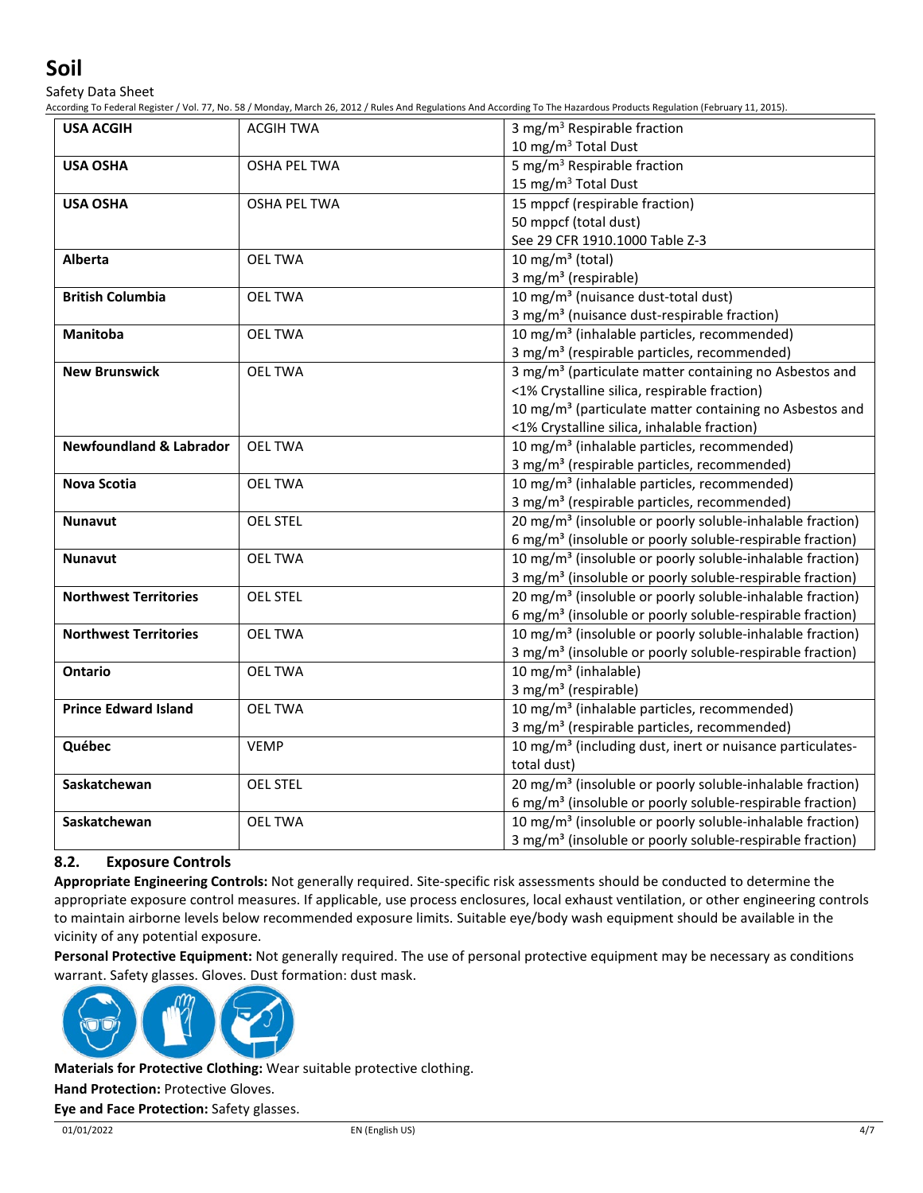| USA ACGIH | ACGIH TWA | 3 mg/m³ Respirable fraction<br>10 mg/m³ Total Dust |
|---|---|---|
| **USA OSHA** | OSHA PEL TWA | 5 mg/m³ Respirable fraction<br>15 mg/m³ Total Dust |
| **USA OSHA** | OSHA PEL TWA | 15 mppcf (respirable fraction)<br>50 mppcf (total dust)<br>See 29 CFR 1910.1000 Table Z-3 |
| **Alberta** | OEL TWA | 10 mg/m³ (total)<br>3 mg/m³ (respirable) |
| **British Columbia** | OEL TWA | 10 mg/m³ (nuisance dust-total dust)<br>3 mg/m³ (nuisance dust-respirable fraction) |
| **Manitoba** | OEL TWA | 10 mg/m³ (inhalable particles, recommended)<br>3 mg/m³ (respirable particles, recommended) |
| **New Brunswick** | OEL TWA | 3 mg/m³ (particulate matter containing no Asbestos and <1% Crystalline silica, respirable fraction)<br>10 mg/m³ (particulate matter containing no Asbestos and <1% Crystalline silica, inhalable fraction) |
| **Newfoundland & Labrador** | OEL TWA | 10 mg/m³ (inhalable particles, recommended)<br>3 mg/m³ (respirable particles, recommended) |
| **Nova Scotia** | OEL TWA | 10 mg/m³ (inhalable particles, recommended)<br>3 mg/m³ (respirable particles, recommended) |
| **Nunavut** | OEL STEL | 20 mg/m³ (insoluble or poorly soluble-inhalable fraction)<br>6 mg/m³ (insoluble or poorly soluble-respirable fraction) |
| **Nunavut** | OEL TWA | 10 mg/m³ (insoluble or poorly soluble-inhalable fraction)<br>3 mg/m³ (insoluble or poorly soluble-respirable fraction) |
| **Northwest Territories** | OEL STEL | 20 mg/m³ (insoluble or poorly soluble-inhalable fraction)<br>6 mg/m³ (insoluble or poorly soluble-respirable fraction) |
| **Northwest Territories** | OEL TWA | 10 mg/m³ (insoluble or poorly soluble-inhalable fraction)<br>3 mg/m³ (insoluble or poorly soluble-respirable fraction) |
| **Ontario** | OEL TWA | 10 mg/m³ (inhalable)<br>3 mg/m³ (respirable) |
| **Prince Edward Island** | OEL TWA | 10 mg/m³ (inhalable particles, recommended)<br>3 mg/m³ (respirable particles, recommended) |
| **Québec** | VEMP | 10 mg/m³ (including dust, inert or nuisance particulates-total dust) |
| **Saskatchewan** | OEL STEL | 20 mg/m³ (insoluble or poorly soluble-inhalable fraction)<br>6 mg/m³ (insoluble or poorly soluble-respirable fraction) |
| **Saskatchewan** | OEL TWA | 10 mg/m³ (insoluble or poorly soluble-inhalable fraction)<br>3 mg/m³ (insoluble or poorly soluble-respirable fraction) |

## 8.2. Exposure Controls

**Appropriate Engineering Controls:** Not generally required. Site-specific risk assessments should be conducted to determine the appropriate exposure control measures. If applicable, use process enclosures, local exhaust ventilation, or other engineering controls to maintain airborne levels below recommended exposure limits. Suitable eye/body wash equipment should be available in the vicinity of any potential exposure.

**Personal Protective Equipment:** Not generally required. The use of personal protective equipment may be necessary as conditions warrant. Safety glasses. Gloves. Dust formation: dust mask.

**Materials for Protective Clothing:** Wear suitable protective clothing.

**Hand Protection:** Protective Gloves.

**Eye and Face Protection:** Safety glasses.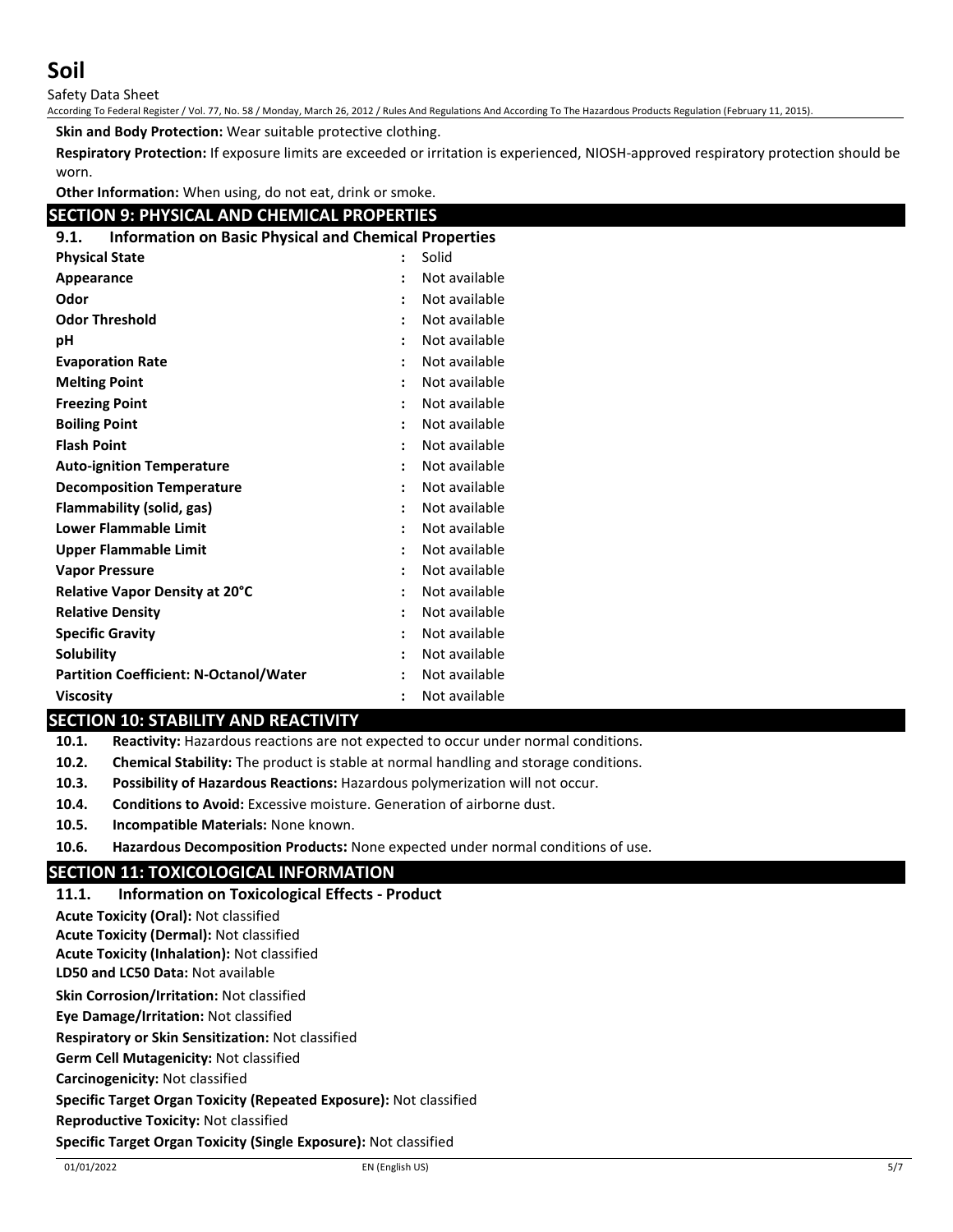**Skin and Body Protection:** Wear suitable protective clothing.

**Respiratory Protection:** If exposure limits are exceeded or irritation is experienced, NIOSH-approved respiratory protection should be worn.

**Other Information:** When using, do not eat, drink or smoke.

## SECTION 9: PHYSICAL AND CHEMICAL PROPERTIES

### 9.1. Information on Basic Physical and Chemical Properties

| Property | | Value |
|---|---|---|
| **Physical State** | : | Solid |
| **Appearance** | : | Not available |
| **Odor** | : | Not available |
| **Odor Threshold** | : | Not available |
| **pH** | : | Not available |
| **Evaporation Rate** | : | Not available |
| **Melting Point** | : | Not available |
| **Freezing Point** | : | Not available |
| **Boiling Point** | : | Not available |
| **Flash Point** | : | Not available |
| **Auto-ignition Temperature** | : | Not available |
| **Decomposition Temperature** | : | Not available |
| **Flammability (solid, gas)** | : | Not available |
| **Lower Flammable Limit** | : | Not available |
| **Upper Flammable Limit** | : | Not available |
| **Vapor Pressure** | : | Not available |
| **Relative Vapor Density at 20°C** | : | Not available |
| **Relative Density** | : | Not available |
| **Specific Gravity** | : | Not available |
| **Solubility** | : | Not available |
| **Partition Coefficient: N-Octanol/Water** | : | Not available |
| **Viscosity** | : | Not available |

## SECTION 10: STABILITY AND REACTIVITY

**10.1. Reactivity:** Hazardous reactions are not expected to occur under normal conditions.

**10.2. Chemical Stability:** The product is stable at normal handling and storage conditions.

**10.3. Possibility of Hazardous Reactions:** Hazardous polymerization will not occur.

**10.4. Conditions to Avoid:** Excessive moisture. Generation of airborne dust.

**10.5. Incompatible Materials:** None known.

**10.6. Hazardous Decomposition Products:** None expected under normal conditions of use.

## SECTION 11: TOXICOLOGICAL INFORMATION

### 11.1. Information on Toxicological Effects - Product

**Acute Toxicity (Oral):** Not classified

**Acute Toxicity (Dermal):** Not classified

**Acute Toxicity (Inhalation):** Not classified

**LD50 and LC50 Data:** Not available

**Skin Corrosion/Irritation:** Not classified

**Eye Damage/Irritation:** Not classified

**Respiratory or Skin Sensitization:** Not classified

**Germ Cell Mutagenicity:** Not classified

**Carcinogenicity:** Not classified

**Specific Target Organ Toxicity (Repeated Exposure):** Not classified

**Reproductive Toxicity:** Not classified

**Specific Target Organ Toxicity (Single Exposure):** Not classified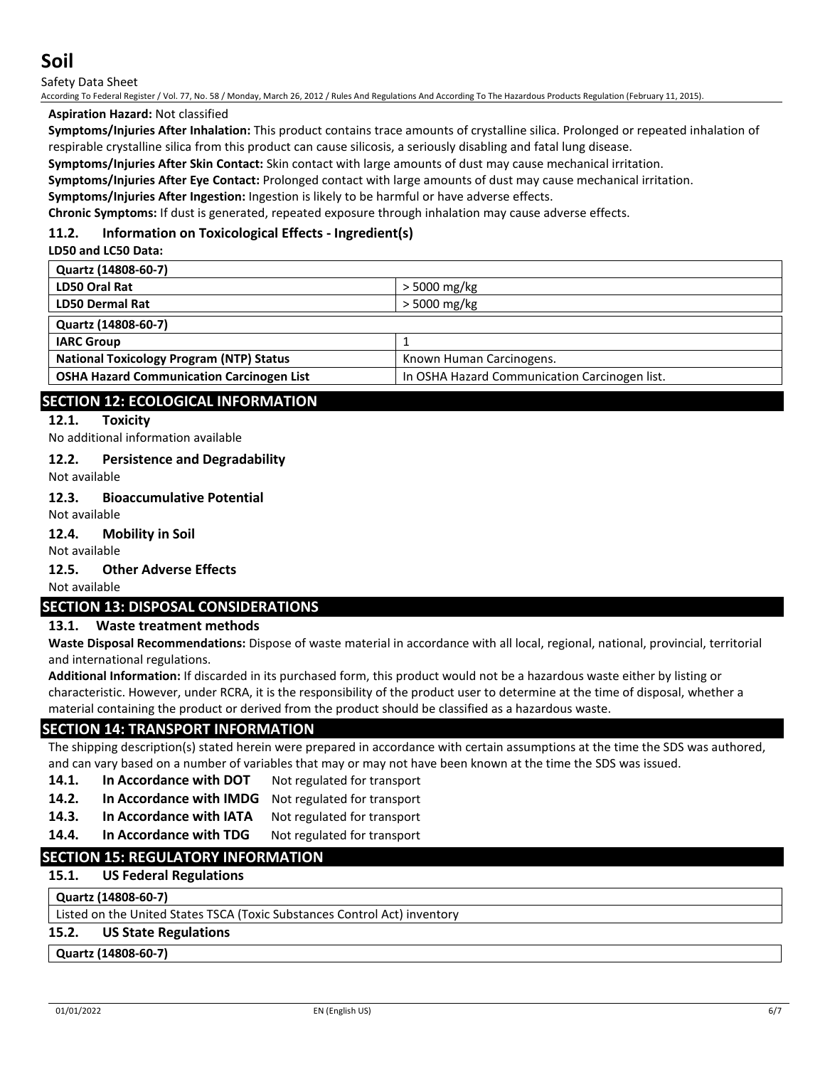**Aspiration Hazard:** Not classified

**Symptoms/Injuries After Inhalation:** This product contains trace amounts of crystalline silica. Prolonged or repeated inhalation of respirable crystalline silica from this product can cause silicosis, a seriously disabling and fatal lung disease.

**Symptoms/Injuries After Skin Contact:** Skin contact with large amounts of dust may cause mechanical irritation.

**Symptoms/Injuries After Eye Contact:** Prolonged contact with large amounts of dust may cause mechanical irritation.

**Symptoms/Injuries After Ingestion:** Ingestion is likely to be harmful or have adverse effects.

**Chronic Symptoms:** If dust is generated, repeated exposure through inhalation may cause adverse effects.

### 11.2. Information on Toxicological Effects - Ingredient(s)

**LD50 and LC50 Data:**

| Quartz (14808-60-7) | |
|---|---|
| **LD50 Oral Rat** | > 5000 mg/kg |
| **LD50 Dermal Rat** | > 5000 mg/kg |

| Quartz (14808-60-7) | |
|---|---|
| **IARC Group** | 1 |
| **National Toxicology Program (NTP) Status** | Known Human Carcinogens. |
| **OSHA Hazard Communication Carcinogen List** | In OSHA Hazard Communication Carcinogen list. |

## SECTION 12: ECOLOGICAL INFORMATION

### 12.1. Toxicity

No additional information available

### 12.2. Persistence and Degradability

Not available

### 12.3. Bioaccumulative Potential

Not available

### 12.4. Mobility in Soil

Not available

### 12.5. Other Adverse Effects

Not available

## SECTION 13: DISPOSAL CONSIDERATIONS

### 13.1. Waste treatment methods

**Waste Disposal Recommendations:** Dispose of waste material in accordance with all local, regional, national, provincial, territorial and international regulations.

**Additional Information:** If discarded in its purchased form, this product would not be a hazardous waste either by listing or characteristic. However, under RCRA, it is the responsibility of the product user to determine at the time of disposal, whether a material containing the product or derived from the product should be classified as a hazardous waste.

## SECTION 14: TRANSPORT INFORMATION

The shipping description(s) stated herein were prepared in accordance with certain assumptions at the time the SDS was authored, and can vary based on a number of variables that may or may not have been known at the time the SDS was issued.

**14.1. In Accordance with DOT** Not regulated for transport

**14.2. In Accordance with IMDG** Not regulated for transport

**14.3. In Accordance with IATA** Not regulated for transport

**14.4. In Accordance with TDG** Not regulated for transport

## SECTION 15: REGULATORY INFORMATION

### 15.1. US Federal Regulations

| Quartz (14808-60-7) |
|---|
| Listed on the United States TSCA (Toxic Substances Control Act) inventory |

### 15.2. US State Regulations

| Quartz (14808-60-7) |
|---|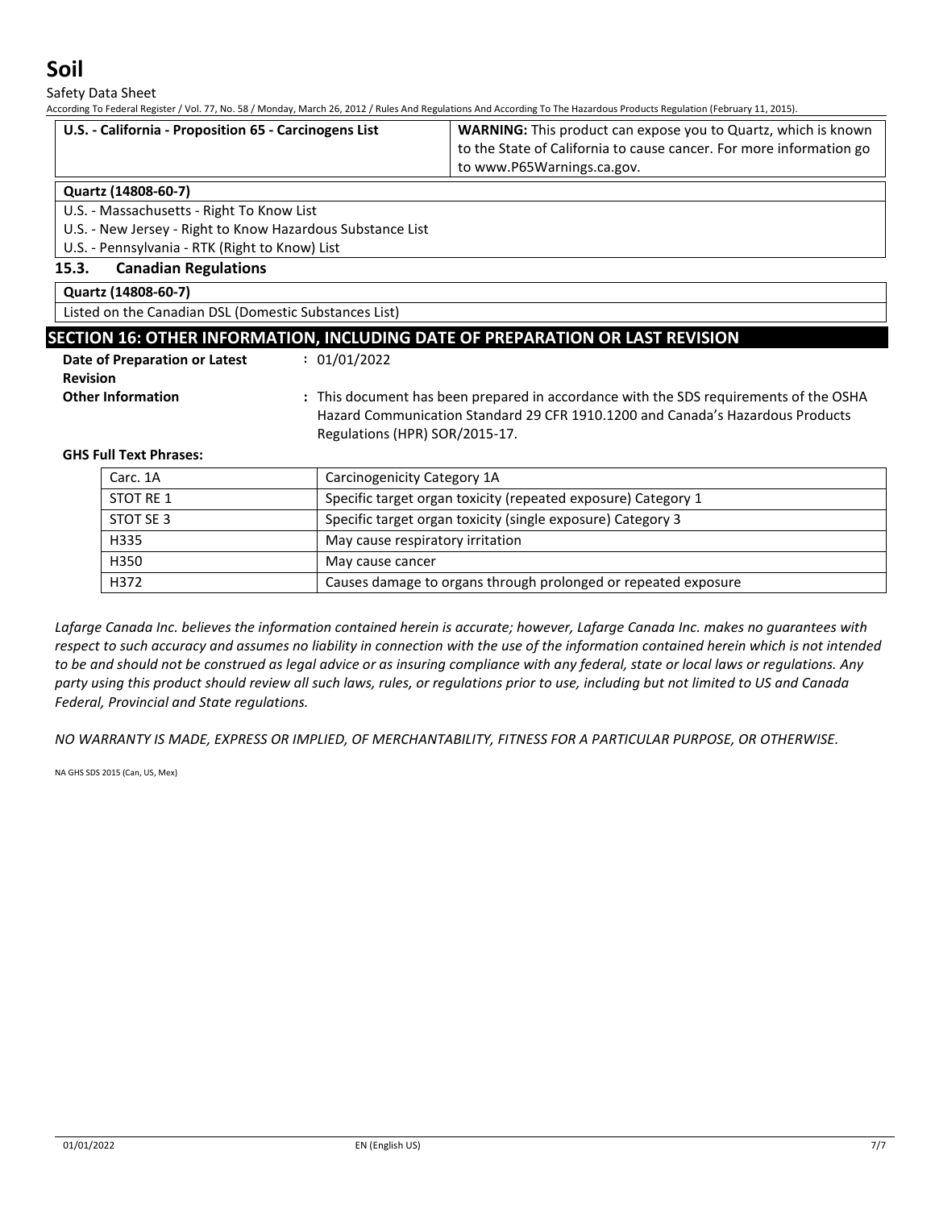| U.S. - California - Proposition 65 - Carcinogens List | **WARNING:** This product can expose you to Quartz, which is known to the State of California to cause cancer. For more information go to www.P65Warnings.ca.gov. |
|---|---|

**Quartz (14808-60-7)**

U.S. - Massachusetts - Right To Know List

U.S. - New Jersey - Right to Know Hazardous Substance List

U.S. - Pennsylvania - RTK (Right to Know) List

### 15.3. Canadian Regulations

**Quartz (14808-60-7)**

Listed on the Canadian DSL (Domestic Substances List)

## SECTION 16: OTHER INFORMATION, INCLUDING DATE OF PREPARATION OR LAST REVISION

**Date of Preparation or Latest Revision** : 01/01/2022

**Other Information** : This document has been prepared in accordance with the SDS requirements of the OSHA Hazard Communication Standard 29 CFR 1910.1200 and Canada's Hazardous Products Regulations (HPR) SOR/2015-17.

**GHS Full Text Phrases:**

| | |
|---|---|
| Carc. 1A | Carcinogenicity Category 1A |
| STOT RE 1 | Specific target organ toxicity (repeated exposure) Category 1 |
| STOT SE 3 | Specific target organ toxicity (single exposure) Category 3 |
| H335 | May cause respiratory irritation |
| H350 | May cause cancer |
| H372 | Causes damage to organs through prolonged or repeated exposure |

*Lafarge Canada Inc. believes the information contained herein is accurate; however, Lafarge Canada Inc. makes no guarantees with respect to such accuracy and assumes no liability in connection with the use of the information contained herein which is not intended to be and should not be construed as legal advice or as insuring compliance with any federal, state or local laws or regulations. Any party using this product should review all such laws, rules, or regulations prior to use, including but not limited to US and Canada Federal, Provincial and State regulations.*

*NO WARRANTY IS MADE, EXPRESS OR IMPLIED, OF MERCHANTABILITY, FITNESS FOR A PARTICULAR PURPOSE, OR OTHERWISE.*

NA GHS SDS 2015 (Can, US, Mex)